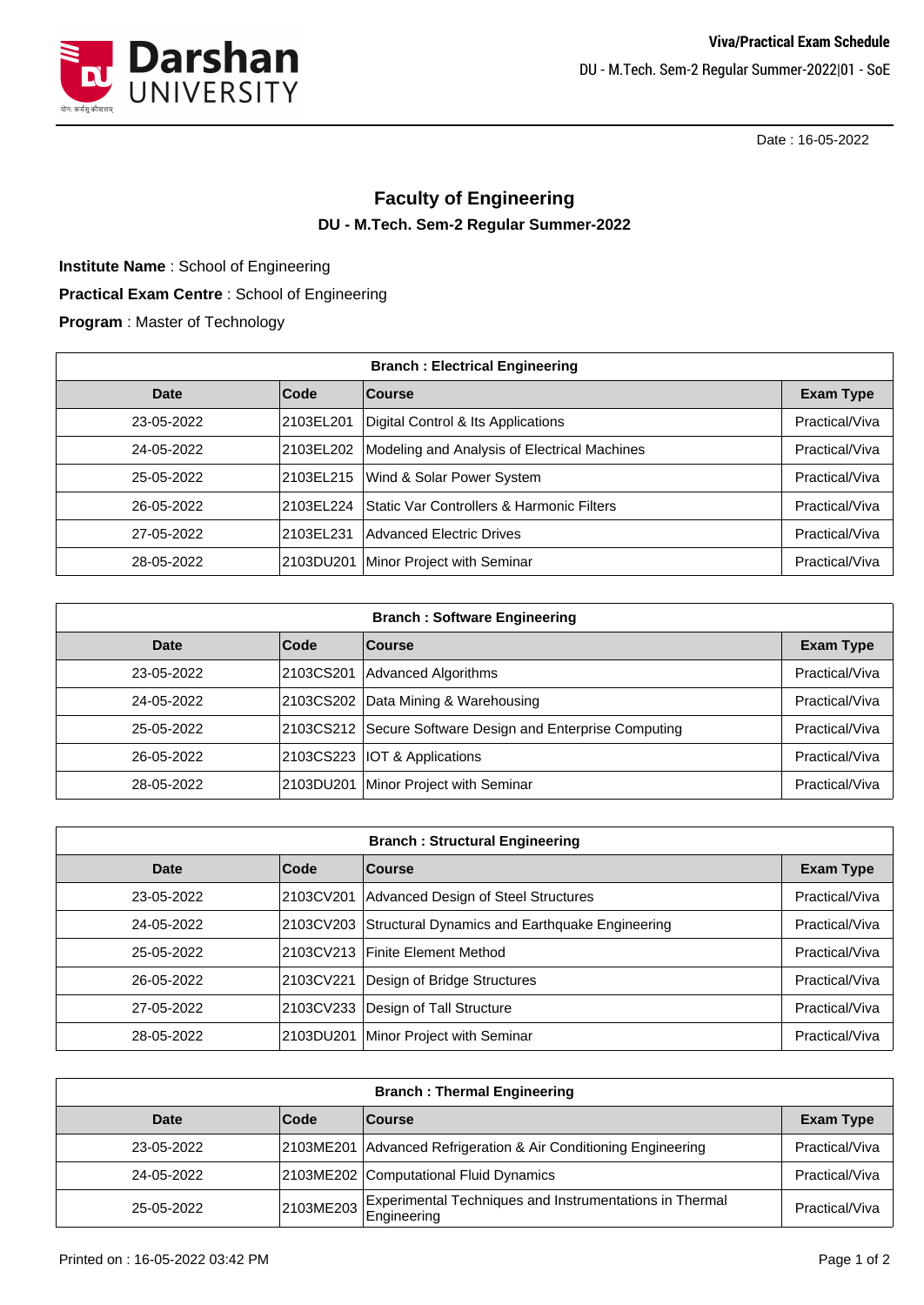Viva/Practical Exam Schedule

DU - M.Tech. Sem-2 Regular Summer-2022|01 - SoE

Date : 16-05-2022

# Faculty of Engineering

## DU - M.Tech. Sem-2 Regular Summer-2022

**Institute Name** : School of Engineering

**Practical Exam Centre** : School of Engineering

**Program** : Master of Technology

| Branch : Electrical Engineering | | | |
|---|---|---|---|
| **Date** | **Code** | **Course** | **Exam Type** |
| 23-05-2022 | 2103EL201 | Digital Control & Its Applications | Practical/Viva |
| 24-05-2022 | 2103EL202 | Modeling and Analysis of Electrical Machines | Practical/Viva |
| 25-05-2022 | 2103EL215 | Wind & Solar Power System | Practical/Viva |
| 26-05-2022 | 2103EL224 | Static Var Controllers & Harmonic Filters | Practical/Viva |
| 27-05-2022 | 2103EL231 | Advanced Electric Drives | Practical/Viva |
| 28-05-2022 | 2103DU201 | Minor Project with Seminar | Practical/Viva |

| Branch : Software Engineering | | | |
|---|---|---|---|
| **Date** | **Code** | **Course** | **Exam Type** |
| 23-05-2022 | 2103CS201 | Advanced Algorithms | Practical/Viva |
| 24-05-2022 | 2103CS202 | Data Mining & Warehousing | Practical/Viva |
| 25-05-2022 | 2103CS212 | Secure Software Design and Enterprise Computing | Practical/Viva |
| 26-05-2022 | 2103CS223 | IOT & Applications | Practical/Viva |
| 28-05-2022 | 2103DU201 | Minor Project with Seminar | Practical/Viva |

| Branch : Structural Engineering | | | |
|---|---|---|---|
| **Date** | **Code** | **Course** | **Exam Type** |
| 23-05-2022 | 2103CV201 | Advanced Design of Steel Structures | Practical/Viva |
| 24-05-2022 | 2103CV203 | Structural Dynamics and Earthquake Engineering | Practical/Viva |
| 25-05-2022 | 2103CV213 | Finite Element Method | Practical/Viva |
| 26-05-2022 | 2103CV221 | Design of Bridge Structures | Practical/Viva |
| 27-05-2022 | 2103CV233 | Design of Tall Structure | Practical/Viva |
| 28-05-2022 | 2103DU201 | Minor Project with Seminar | Practical/Viva |

| Branch : Thermal Engineering | | | |
|---|---|---|---|
| **Date** | **Code** | **Course** | **Exam Type** |
| 23-05-2022 | 2103ME201 | Advanced Refrigeration & Air Conditioning Engineering | Practical/Viva |
| 24-05-2022 | 2103ME202 | Computational Fluid Dynamics | Practical/Viva |
| 25-05-2022 | 2103ME203 | Experimental Techniques and Instrumentations in Thermal Engineering | Practical/Viva |

Printed on : 16-05-2022 03:42 PM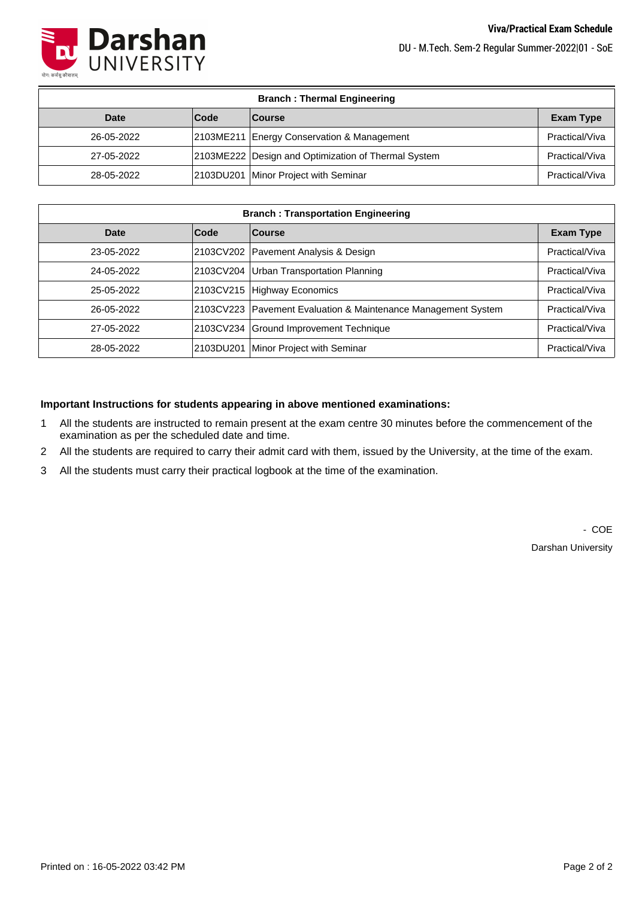**Viva/Practical Exam Schedule**

DU - M.Tech. Sem-2 Regular Summer-2022|01 - SoE

| Branch : Thermal Engineering | | | |
|---|---|---|---|
| **Date** | **Code** | **Course** | **Exam Type** |
| 26-05-2022 | 2103ME211 | Energy Conservation & Management | Practical/Viva |
| 27-05-2022 | 2103ME222 | Design and Optimization of Thermal System | Practical/Viva |
| 28-05-2022 | 2103DU201 | Minor Project with Seminar | Practical/Viva |

| Branch : Transportation Engineering | | | |
|---|---|---|---|
| **Date** | **Code** | **Course** | **Exam Type** |
| 23-05-2022 | 2103CV202 | Pavement Analysis & Design | Practical/Viva |
| 24-05-2022 | 2103CV204 | Urban Transportation Planning | Practical/Viva |
| 25-05-2022 | 2103CV215 | Highway Economics | Practical/Viva |
| 26-05-2022 | 2103CV223 | Pavement Evaluation & Maintenance Management System | Practical/Viva |
| 27-05-2022 | 2103CV234 | Ground Improvement Technique | Practical/Viva |
| 28-05-2022 | 2103DU201 | Minor Project with Seminar | Practical/Viva |

**Important Instructions for students appearing in above mentioned examinations:**

1. All the students are instructed to remain present at the exam centre 30 minutes before the commencement of the examination as per the scheduled date and time.
2. All the students are required to carry their admit card with them, issued by the University, at the time of the exam.
3. All the students must carry their practical logbook at the time of the examination.

- COE

Darshan University

Printed on : 16-05-2022 03:42 PM